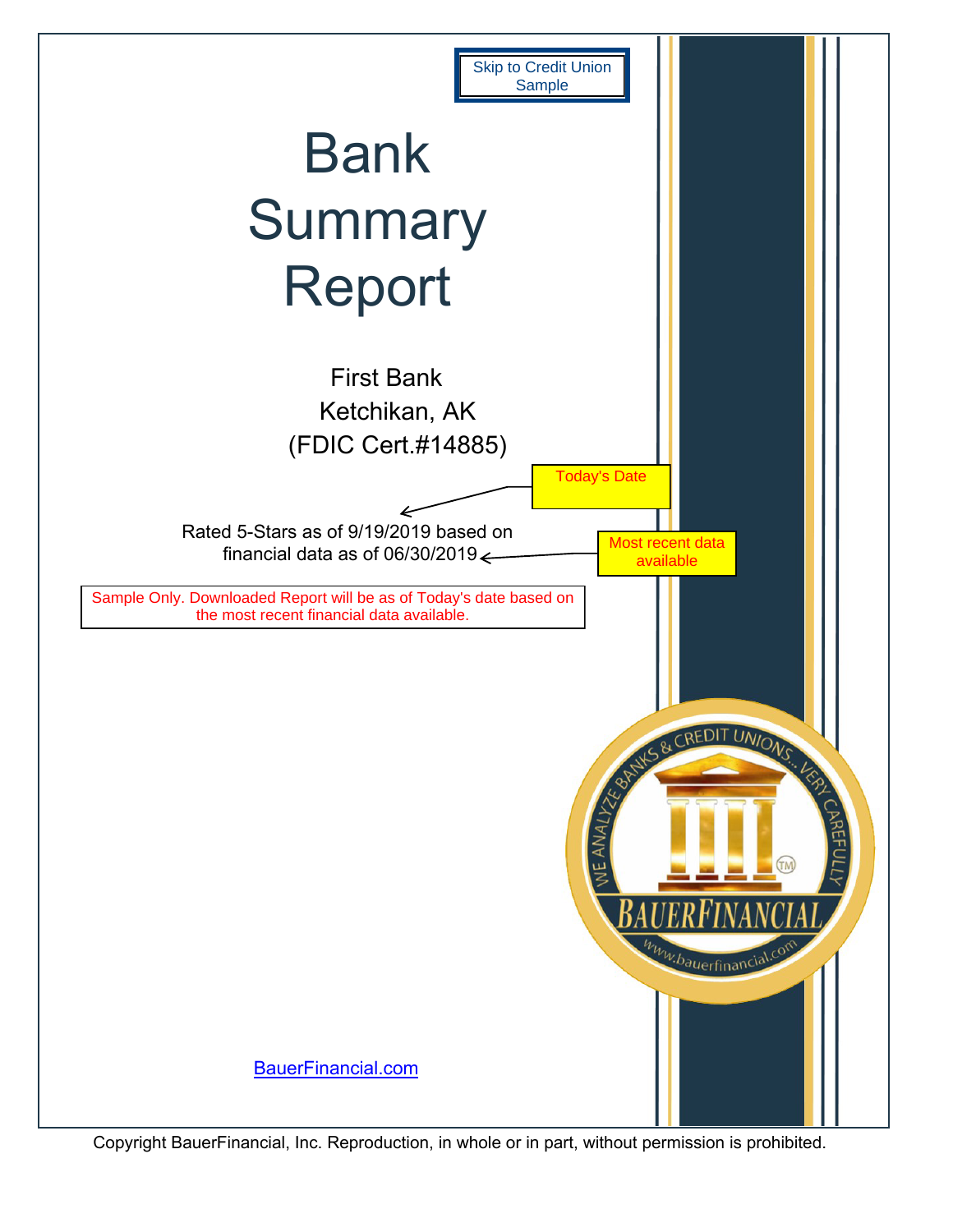Skip to Credit Union Sample

# Bank Summary Report

First Bank
Ketchikan, AK
(FDIC Cert.#14885)

Today's Date

Rated 5-Stars as of 9/19/2019 based on financial data as of 06/30/2019

Most recent data available

Sample Only. Downloaded Report will be as of Today's date based on the most recent financial data available.

WE ANALYZE BANKS & CREDIT UNIONS... VERY CAREFULLY

BAUERFINANCIAL

www.bauerfinancial.com

BauerFinancial.com

Copyright BauerFinancial, Inc. Reproduction, in whole or in part, without permission is prohibited.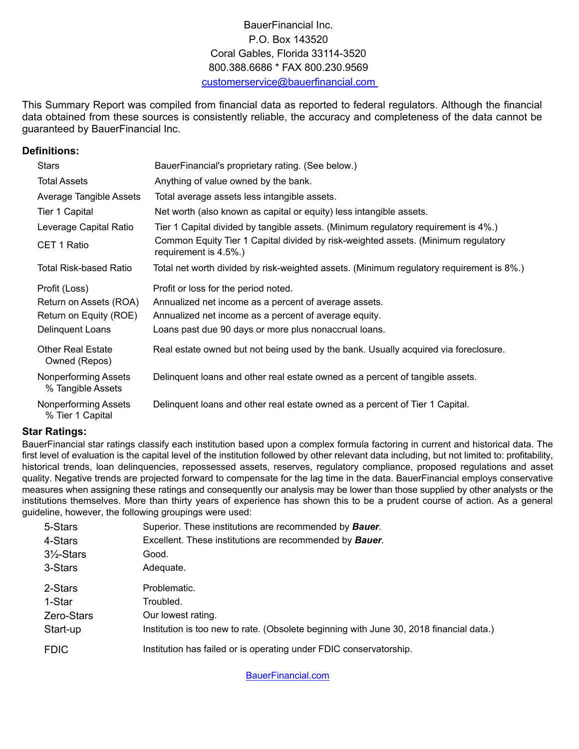BauerFinancial Inc.
P.O. Box 143520
Coral Gables, Florida 33114-3520
800.388.6686 * FAX 800.230.9569
customerservice@bauerfinancial.com

This Summary Report was compiled from financial data as reported to federal regulators. Although the financial data obtained from these sources is consistently reliable, the accuracy and completeness of the data cannot be guaranteed by BauerFinancial Inc.

## Definitions:

| | |
|---|---|
| Stars | BauerFinancial's proprietary rating. (See below.) |
| Total Assets | Anything of value owned by the bank. |
| Average Tangible Assets | Total average assets less intangible assets. |
| Tier 1 Capital | Net worth (also known as capital or equity) less intangible assets. |
| Leverage Capital Ratio | Tier 1 Capital divided by tangible assets. (Minimum regulatory requirement is 4%.) |
| CET 1 Ratio | Common Equity Tier 1 Capital divided by risk-weighted assets. (Minimum regulatory requirement is 4.5%.) |
| Total Risk-based Ratio | Total net worth divided by risk-weighted assets. (Minimum regulatory requirement is 8%.) |
| Profit (Loss) | Profit or loss for the period noted. |
| Return on Assets (ROA) | Annualized net income as a percent of average assets. |
| Return on Equity (ROE) | Annualized net income as a percent of average equity. |
| Delinquent Loans | Loans past due 90 days or more plus nonaccrual loans. |
| Other Real Estate Owned (Repos) | Real estate owned but not being used by the bank. Usually acquired via foreclosure. |
| Nonperforming Assets % Tangible Assets | Delinquent loans and other real estate owned as a percent of tangible assets. |
| Nonperforming Assets % Tier 1 Capital | Delinquent loans and other real estate owned as a percent of Tier 1 Capital. |

## Star Ratings:

BauerFinancial star ratings classify each institution based upon a complex formula factoring in current and historical data. The first level of evaluation is the capital level of the institution followed by other relevant data including, but not limited to: profitability, historical trends, loan delinquencies, repossessed assets, reserves, regulatory compliance, proposed regulations and asset quality. Negative trends are projected forward to compensate for the lag time in the data. BauerFinancial employs conservative measures when assigning these ratings and consequently our analysis may be lower than those supplied by other analysts or the institutions themselves. More than thirty years of experience has shown this to be a prudent course of action. As a general guideline, however, the following groupings were used:

| | |
|---|---|
| 5-Stars | Superior. These institutions are recommended by ***Bauer***. |
| 4-Stars | Excellent. These institutions are recommended by ***Bauer***. |
| 3½-Stars | Good. |
| 3-Stars | Adequate. |
| 2-Stars | Problematic. |
| 1-Star | Troubled. |
| Zero-Stars | Our lowest rating. |
| Start-up | Institution is too new to rate. (Obsolete beginning with June 30, 2018 financial data.) |
| FDIC | Institution has failed or is operating under FDIC conservatorship. |

BauerFinancial.com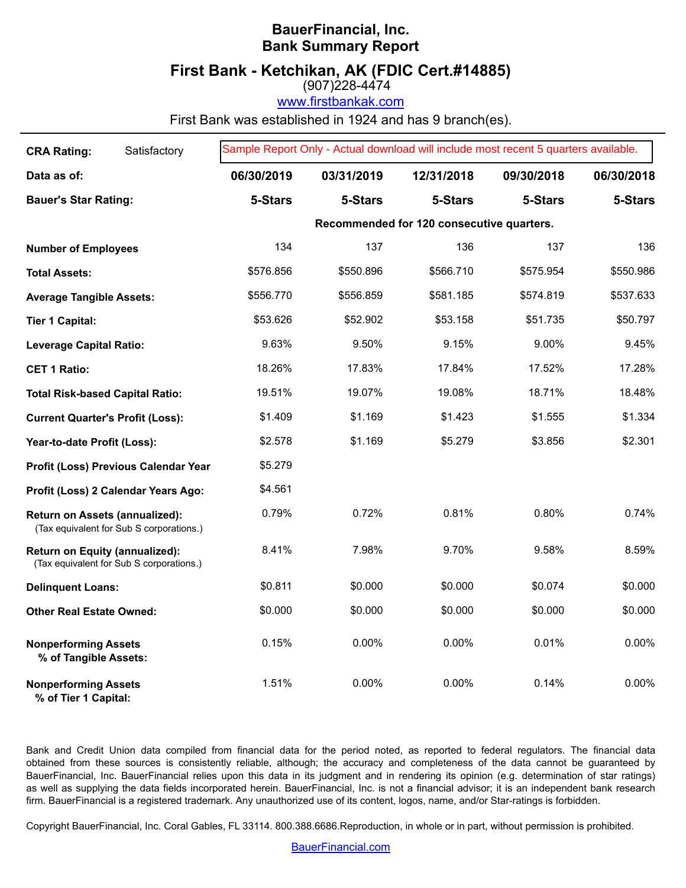# BauerFinancial, Inc.
# Bank Summary Report

## First Bank - Ketchikan, AK (FDIC Cert.#14885)

(907)228-4474

www.firstbankak.com

First Bank was established in 1924 and has 9 branch(es).

**CRA Rating:** Satisfactory

Sample Report Only - Actual download will include most recent 5 quarters available.

| **Data as of:** | **06/30/2019** | **03/31/2019** | **12/31/2018** | **09/30/2018** | **06/30/2018** |
|---|---|---|---|---|---|
| **Bauer's Star Rating:** | **5-Stars** | **5-Stars** | **5-Stars** | **5-Stars** | **5-Stars** |
| | **Recommended for 120 consecutive quarters.** | | | | |
| **Number of Employees** | 134 | 137 | 136 | 137 | 136 |
| **Total Assets:** | $576.856 | $550.896 | $566.710 | $575.954 | $550.986 |
| **Average Tangible Assets:** | $556.770 | $556.859 | $581.185 | $574.819 | $537.633 |
| **Tier 1 Capital:** | $53.626 | $52.902 | $53.158 | $51.735 | $50.797 |
| **Leverage Capital Ratio:** | 9.63% | 9.50% | 9.15% | 9.00% | 9.45% |
| **CET 1 Ratio:** | 18.26% | 17.83% | 17.84% | 17.52% | 17.28% |
| **Total Risk-based Capital Ratio:** | 19.51% | 19.07% | 19.08% | 18.71% | 18.48% |
| **Current Quarter's Profit (Loss):** | $1.409 | $1.169 | $1.423 | $1.555 | $1.334 |
| **Year-to-date Profit (Loss):** | $2.578 | $1.169 | $5.279 | $3.856 | $2.301 |
| **Profit (Loss) Previous Calendar Year** | $5.279 | | | | |
| **Profit (Loss) 2 Calendar Years Ago:** | $4.561 | | | | |
| **Return on Assets (annualized):** (Tax equivalent for Sub S corporations.) | 0.79% | 0.72% | 0.81% | 0.80% | 0.74% |
| **Return on Equity (annualized):** (Tax equivalent for Sub S corporations.) | 8.41% | 7.98% | 9.70% | 9.58% | 8.59% |
| **Delinquent Loans:** | $0.811 | $0.000 | $0.000 | $0.074 | $0.000 |
| **Other Real Estate Owned:** | $0.000 | $0.000 | $0.000 | $0.000 | $0.000 |
| **Nonperforming Assets % of Tangible Assets:** | 0.15% | 0.00% | 0.00% | 0.01% | 0.00% |
| **Nonperforming Assets % of Tier 1 Capital:** | 1.51% | 0.00% | 0.00% | 0.14% | 0.00% |

Bank and Credit Union data compiled from financial data for the period noted, as reported to federal regulators. The financial data obtained from these sources is consistently reliable, although; the accuracy and completeness of the data cannot be guaranteed by BauerFinancial, Inc. BauerFinancial relies upon this data in its judgment and in rendering its opinion (e.g. determination of star ratings) as well as supplying the data fields incorporated herein. BauerFinancial, Inc. is not a financial advisor; it is an independent bank research firm. BauerFinancial is a registered trademark. Any unauthorized use of its content, logos, name, and/or Star-ratings is forbidden.

Copyright BauerFinancial, Inc. Coral Gables, FL 33114. 800.388.6686.Reproduction, in whole or in part, without permission is prohibited.

BauerFinancial.com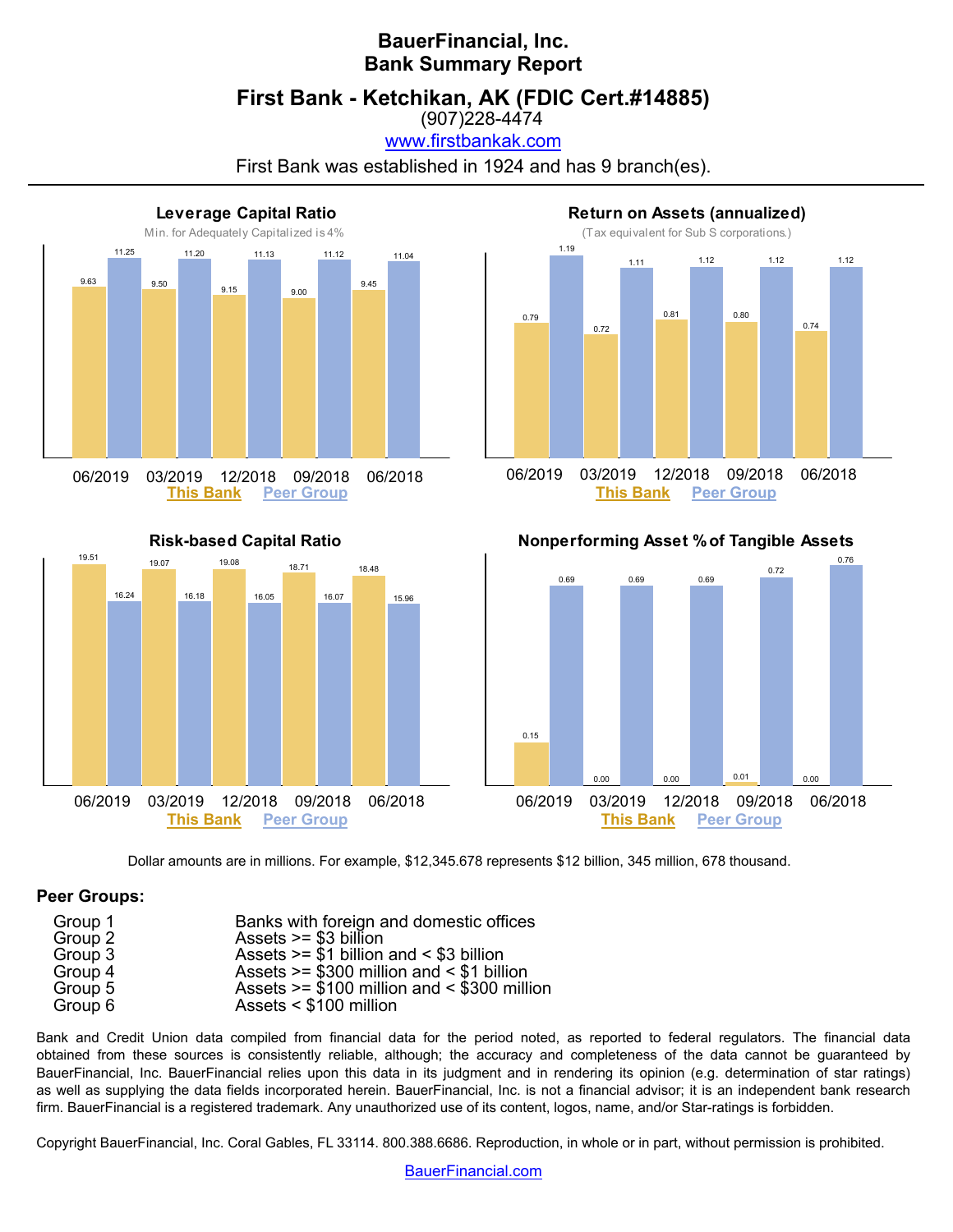# BauerFinancial, Inc.
# Bank Summary Report

## First Bank - Ketchikan, AK (FDIC Cert.#14885)

(907)228-4474

www.firstbankak.com

First Bank was established in 1924 and has 9 branch(es).

### Leverage Capital Ratio

Min. for Adequately Capitalized is 4%

| | 06/2019 | 03/2019 | 12/2018 | 09/2018 | 06/2018 |
|---|---|---|---|---|---|
| This Bank | 9.63 | 9.50 | 9.15 | 9.00 | 9.45 |
| Peer Group | 11.25 | 11.20 | 11.13 | 11.12 | 11.04 |

### Return on Assets (annualized)

(Tax equivalent for Sub S corporations.)

| | 06/2019 | 03/2019 | 12/2018 | 09/2018 | 06/2018 |
|---|---|---|---|---|---|
| This Bank | 0.79 | 0.72 | 0.81 | 0.80 | 0.74 |
| Peer Group | 1.19 | 1.11 | 1.12 | 1.12 | 1.12 |

### Risk-based Capital Ratio

| | 06/2019 | 03/2019 | 12/2018 | 09/2018 | 06/2018 |
|---|---|---|---|---|---|
| This Bank | 19.51 | 19.07 | 19.08 | 18.71 | 18.48 |
| Peer Group | 16.24 | 16.18 | 16.05 | 16.07 | 15.96 |

### Nonperforming Asset % of Tangible Assets

| | 06/2019 | 03/2019 | 12/2018 | 09/2018 | 06/2018 |
|---|---|---|---|---|---|
| This Bank | 0.15 | 0.00 | 0.00 | 0.01 | 0.00 |
| Peer Group | 0.69 | 0.69 | 0.69 | 0.72 | 0.76 |

Dollar amounts are in millions. For example, $12,345.678 represents $12 billion, 345 million, 678 thousand.

**Peer Groups:**

| | |
|---|---|
| Group 1 | Banks with foreign and domestic offices |
| Group 2 | Assets >= $3 billion |
| Group 3 | Assets >= $1 billion and < $3 billion |
| Group 4 | Assets >= $300 million and < $1 billion |
| Group 5 | Assets >= $100 million and < $300 million |
| Group 6 | Assets < $100 million |

Bank and Credit Union data compiled from financial data for the period noted, as reported to federal regulators. The financial data obtained from these sources is consistently reliable, although; the accuracy and completeness of the data cannot be guaranteed by BauerFinancial, Inc. BauerFinancial relies upon this data in its judgment and in rendering its opinion (e.g. determination of star ratings) as well as supplying the data fields incorporated herein. BauerFinancial, Inc. is not a financial advisor; it is an independent bank research firm. BauerFinancial is a registered trademark. Any unauthorized use of its content, logos, name, and/or Star-ratings is forbidden.

Copyright BauerFinancial, Inc. Coral Gables, FL 33114. 800.388.6686. Reproduction, in whole or in part, without permission is prohibited.

BauerFinancial.com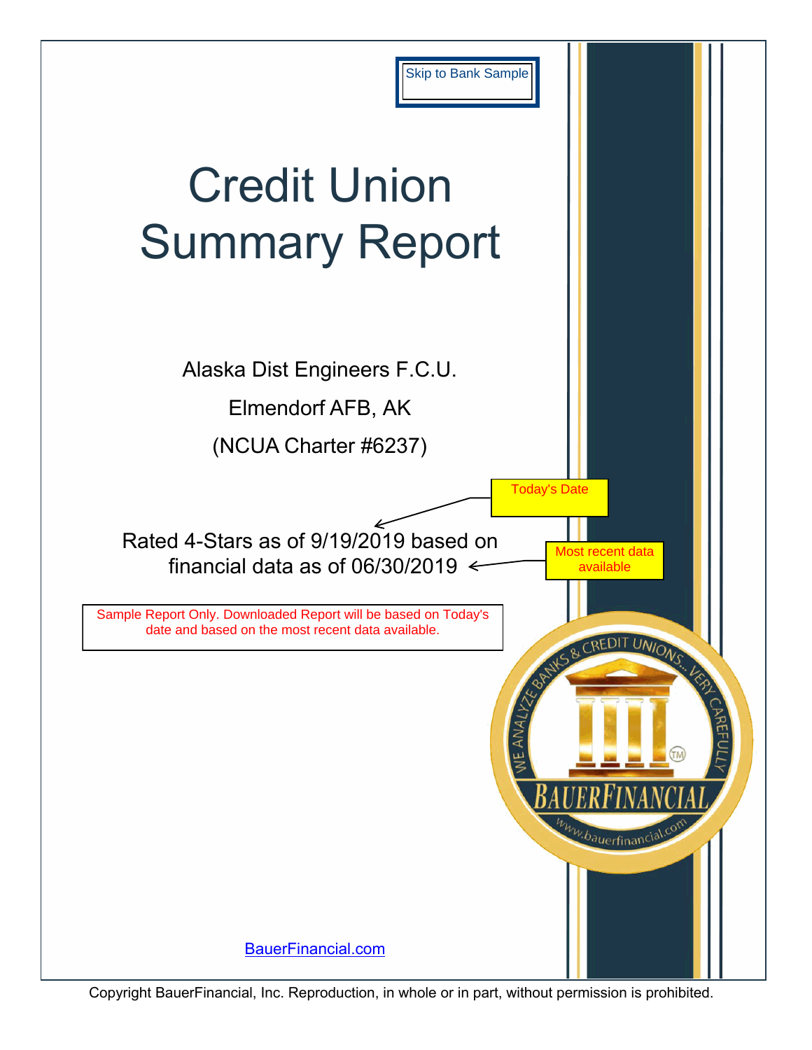Skip to Bank Sample

# Credit Union Summary Report

Alaska Dist Engineers F.C.U.

Elmendorf AFB, AK

(NCUA Charter #6237)

Today's Date

Rated 4-Stars as of 9/19/2019 based on financial data as of 06/30/2019

Most recent data available

Sample Report Only. Downloaded Report will be based on Today's date and based on the most recent data available.

BauerFinancial.com

Copyright BauerFinancial, Inc. Reproduction, in whole or in part, without permission is prohibited.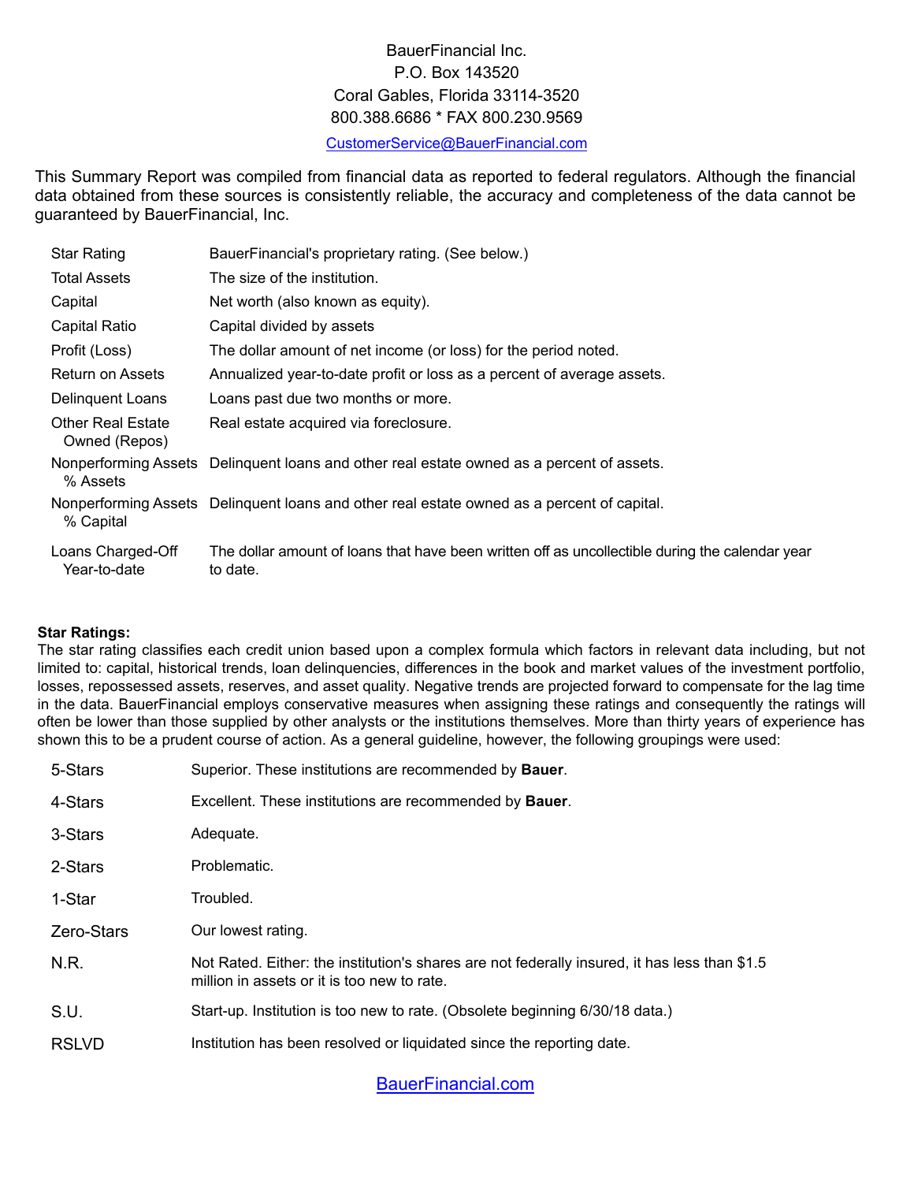BauerFinancial Inc.
P.O. Box 143520
Coral Gables, Florida 33114-3520
800.388.6686 * FAX 800.230.9569
CustomerService@BauerFinancial.com

This Summary Report was compiled from financial data as reported to federal regulators. Although the financial data obtained from these sources is consistently reliable, the accuracy and completeness of the data cannot be guaranteed by BauerFinancial, Inc.

| Term | Definition |
| --- | --- |
| Star Rating | BauerFinancial's proprietary rating. (See below.) |
| Total Assets | The size of the institution. |
| Capital | Net worth (also known as equity). |
| Capital Ratio | Capital divided by assets |
| Profit (Loss) | The dollar amount of net income (or loss) for the period noted. |
| Return on Assets | Annualized year-to-date profit or loss as a percent of average assets. |
| Delinquent Loans | Loans past due two months or more. |
| Other Real Estate Owned (Repos) | Real estate acquired via foreclosure. |
| Nonperforming Assets % Assets | Delinquent loans and other real estate owned as a percent of assets. |
| Nonperforming Assets % Capital | Delinquent loans and other real estate owned as a percent of capital. |
| Loans Charged-Off Year-to-date | The dollar amount of loans that have been written off as uncollectible during the calendar year to date. |

**Star Ratings:**
The star rating classifies each credit union based upon a complex formula which factors in relevant data including, but not limited to: capital, historical trends, loan delinquencies, differences in the book and market values of the investment portfolio, losses, repossessed assets, reserves, and asset quality. Negative trends are projected forward to compensate for the lag time in the data. BauerFinancial employs conservative measures when assigning these ratings and consequently the ratings will often be lower than those supplied by other analysts or the institutions themselves. More than thirty years of experience has shown this to be a prudent course of action. As a general guideline, however, the following groupings were used:

| Rating | Description |
| --- | --- |
| 5-Stars | Superior. These institutions are recommended by **Bauer**. |
| 4-Stars | Excellent. These institutions are recommended by **Bauer**. |
| 3-Stars | Adequate. |
| 2-Stars | Problematic. |
| 1-Star | Troubled. |
| Zero-Stars | Our lowest rating. |
| N.R. | Not Rated. Either: the institution's shares are not federally insured, it has less than $1.5 million in assets or it is too new to rate. |
| S.U. | Start-up. Institution is too new to rate. (Obsolete beginning 6/30/18 data.) |
| RSLVD | Institution has been resolved or liquidated since the reporting date. |

BauerFinancial.com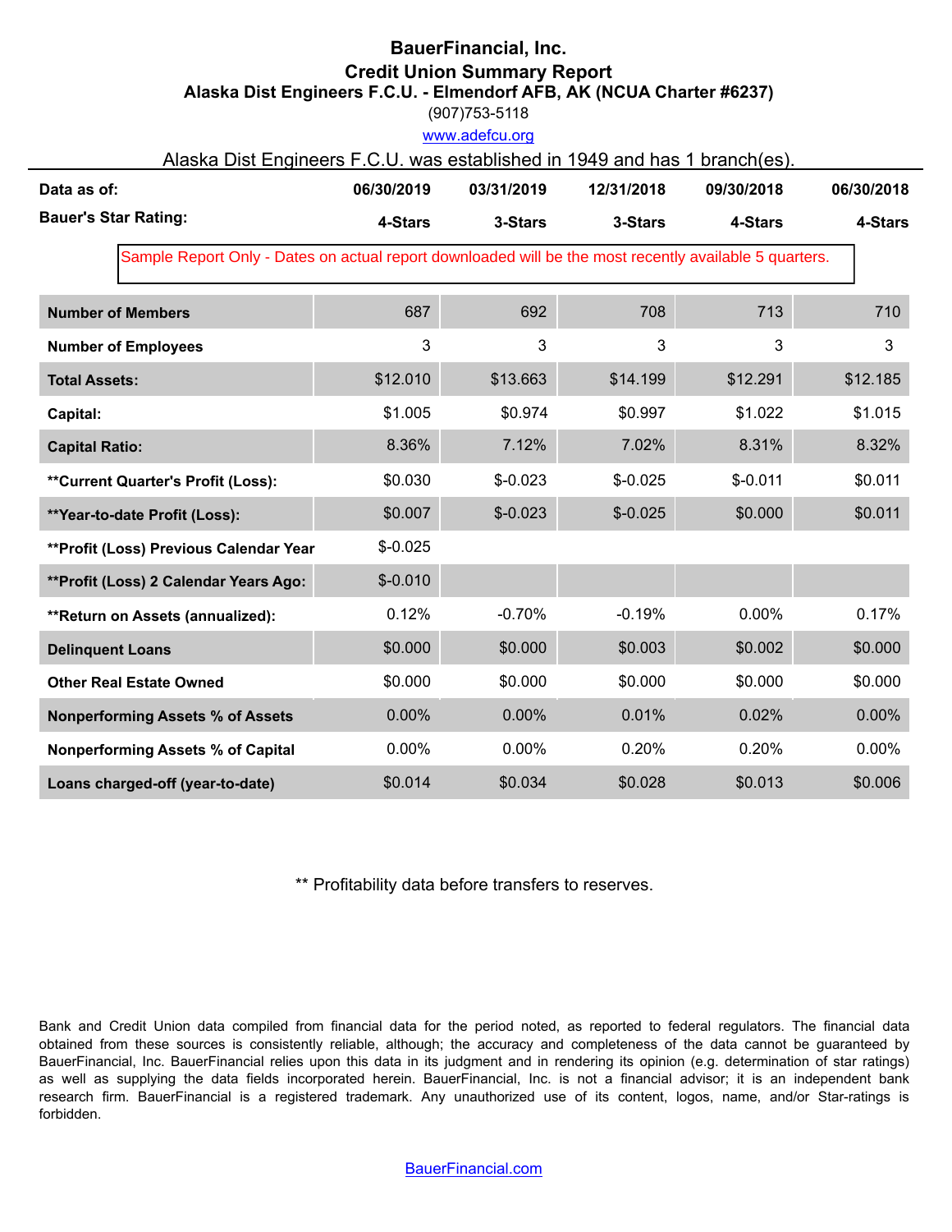# BauerFinancial, Inc.

## Credit Union Summary Report

### Alaska Dist Engineers F.C.U. - Elmendorf AFB, AK (NCUA Charter #6237)

(907)753-5118

www.adefcu.org

Alaska Dist Engineers F.C.U. was established in 1949 and has 1 branch(es).

| Data as of: | 06/30/2019 | 03/31/2019 | 12/31/2018 | 09/30/2018 | 06/30/2018 |
|---|---|---|---|---|---|
| Bauer's Star Rating: | 4-Stars | 3-Stars | 3-Stars | 4-Stars | 4-Stars |

Sample Report Only - Dates on actual report downloaded will be the most recently available 5 quarters.

| | 06/30/2019 | 03/31/2019 | 12/31/2018 | 09/30/2018 | 06/30/2018 |
|---|---|---|---|---|---|
| **Number of Members** | 687 | 692 | 708 | 713 | 710 |
| **Number of Employees** | 3 | 3 | 3 | 3 | 3 |
| **Total Assets:** | $12.010 | $13.663 | $14.199 | $12.291 | $12.185 |
| **Capital:** | $1.005 | $0.974 | $0.997 | $1.022 | $1.015 |
| **Capital Ratio:** | 8.36% | 7.12% | 7.02% | 8.31% | 8.32% |
| **\*\*Current Quarter's Profit (Loss):** | $0.030 | $-0.023 | $-0.025 | $-0.011 | $0.011 |
| **\*\*Year-to-date Profit (Loss):** | $0.007 | $-0.023 | $-0.025 | $0.000 | $0.011 |
| **\*\*Profit (Loss) Previous Calendar Year** | $-0.025 | | | | |
| **\*\*Profit (Loss) 2 Calendar Years Ago:** | $-0.010 | | | | |
| **\*\*Return on Assets (annualized):** | 0.12% | -0.70% | -0.19% | 0.00% | 0.17% |
| **Delinquent Loans** | $0.000 | $0.000 | $0.003 | $0.002 | $0.000 |
| **Other Real Estate Owned** | $0.000 | $0.000 | $0.000 | $0.000 | $0.000 |
| **Nonperforming Assets % of Assets** | 0.00% | 0.00% | 0.01% | 0.02% | 0.00% |
| **Nonperforming Assets % of Capital** | 0.00% | 0.00% | 0.20% | 0.20% | 0.00% |
| **Loans charged-off (year-to-date)** | $0.014 | $0.034 | $0.028 | $0.013 | $0.006 |

** Profitability data before transfers to reserves.

Bank and Credit Union data compiled from financial data for the period noted, as reported to federal regulators. The financial data obtained from these sources is consistently reliable, although; the accuracy and completeness of the data cannot be guaranteed by BauerFinancial, Inc. BauerFinancial relies upon this data in its judgment and in rendering its opinion (e.g. determination of star ratings) as well as supplying the data fields incorporated herein. BauerFinancial, Inc. is not a financial advisor; it is an independent bank research firm. BauerFinancial is a registered trademark. Any unauthorized use of its content, logos, name, and/or Star-ratings is forbidden.

BauerFinancial.com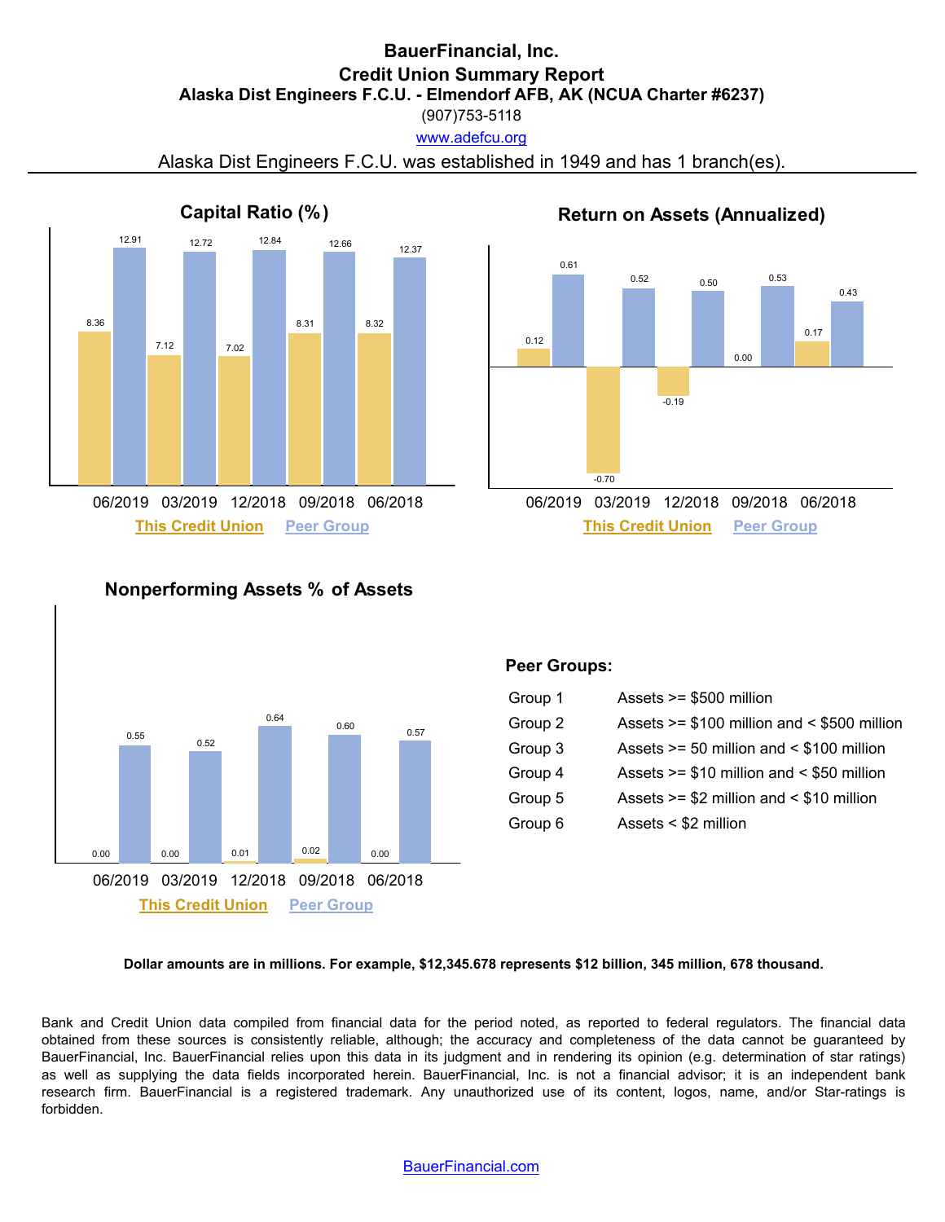**BauerFinancial, Inc.**
**Credit Union Summary Report**
**Alaska Dist Engineers F.C.U. - Elmendorf AFB, AK (NCUA Charter #6237)**

(907)753-5118

www.adefcu.org

Alaska Dist Engineers F.C.U. was established in 1949 and has 1 branch(es).

**Capital Ratio (%)**

8.36
12.91
7.12
12.72
7.02
12.84
8.31
12.66
8.32
12.37

06/2019 03/2019 12/2018 09/2018 06/2018

This Credit Union Peer Group

**Return on Assets (Annualized)**

0.12
0.61
-0.70
0.52
-0.19
0.50
0.00
0.53
0.17
0.43

06/2019 03/2019 12/2018 09/2018 06/2018

This Credit Union Peer Group

**Nonperforming Assets % of Assets**

0.00
0.55
0.00
0.52
0.01
0.64
0.02
0.60
0.00
0.57

06/2019 03/2019 12/2018 09/2018 06/2018

This Credit Union Peer Group

**Peer Groups:**

| | |
|---|---|
| Group 1 | Assets >= $500 million |
| Group 2 | Assets >= $100 million and < $500 million |
| Group 3 | Assets >= 50 million and < $100 million |
| Group 4 | Assets >= $10 million and < $50 million |
| Group 5 | Assets >= $2 million and < $10 million |
| Group 6 | Assets < $2 million |

**Dollar amounts are in millions. For example, $12,345.678 represents $12 billion, 345 million, 678 thousand.**

Bank and Credit Union data compiled from financial data for the period noted, as reported to federal regulators. The financial data obtained from these sources is consistently reliable, although; the accuracy and completeness of the data cannot be guaranteed by BauerFinancial, Inc. BauerFinancial relies upon this data in its judgment and in rendering its opinion (e.g. determination of star ratings) as well as supplying the data fields incorporated herein. BauerFinancial, Inc. is not a financial advisor; it is an independent bank research firm. BauerFinancial is a registered trademark. Any unauthorized use of its content, logos, name, and/or Star-ratings is forbidden.

BauerFinancial.com